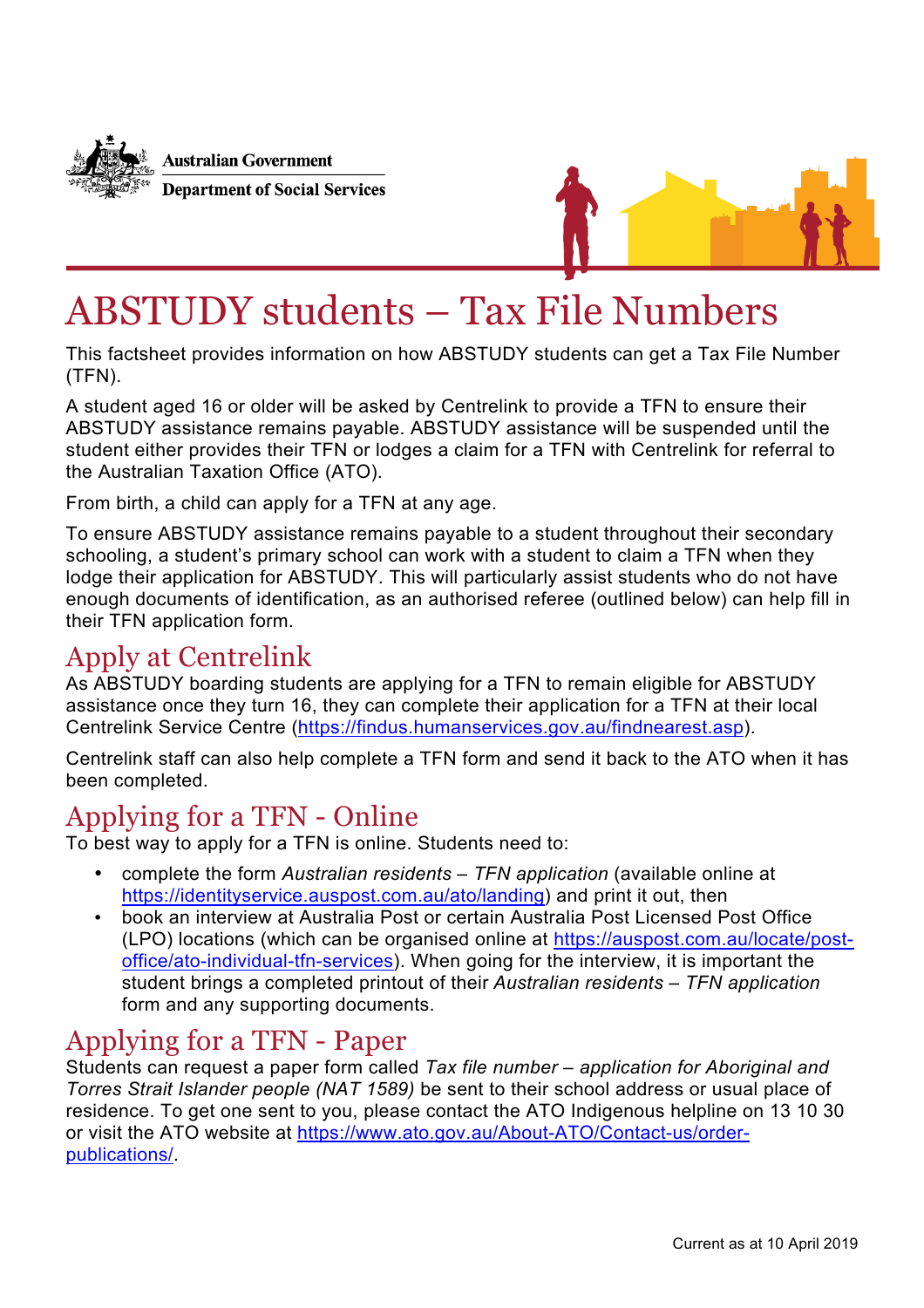Australian Government

Department of Social Services

# ABSTUDY students – Tax File Numbers

This factsheet provides information on how ABSTUDY students can get a Tax File Number (TFN).

A student aged 16 or older will be asked by Centrelink to provide a TFN to ensure their ABSTUDY assistance remains payable. ABSTUDY assistance will be suspended until the student either provides their TFN or lodges a claim for a TFN with Centrelink for referral to the Australian Taxation Office (ATO).

From birth, a child can apply for a TFN at any age.

To ensure ABSTUDY assistance remains payable to a student throughout their secondary schooling, a student's primary school can work with a student to claim a TFN when they lodge their application for ABSTUDY. This will particularly assist students who do not have enough documents of identification, as an authorised referee (outlined below) can help fill in their TFN application form.

## Apply at Centrelink

As ABSTUDY boarding students are applying for a TFN to remain eligible for ABSTUDY assistance once they turn 16, they can complete their application for a TFN at their local Centrelink Service Centre (https://findus.humanservices.gov.au/findnearest.asp).

Centrelink staff can also help complete a TFN form and send it back to the ATO when it has been completed.

## Applying for a TFN - Online

To best way to apply for a TFN is online. Students need to:

- complete the form *Australian residents – TFN application* (available online at https://identityservice.auspost.com.au/ato/landing) and print it out, then
- book an interview at Australia Post or certain Australia Post Licensed Post Office (LPO) locations (which can be organised online at https://auspost.com.au/locate/post-office/ato-individual-tfn-services). When going for the interview, it is important the student brings a completed printout of their *Australian residents – TFN application* form and any supporting documents.

## Applying for a TFN - Paper

Students can request a paper form called *Tax file number – application for Aboriginal and Torres Strait Islander people (NAT 1589)* be sent to their school address or usual place of residence. To get one sent to you, please contact the ATO Indigenous helpline on 13 10 30 or visit the ATO website at https://www.ato.gov.au/About-ATO/Contact-us/order-publications/.

Current as at 10 April 2019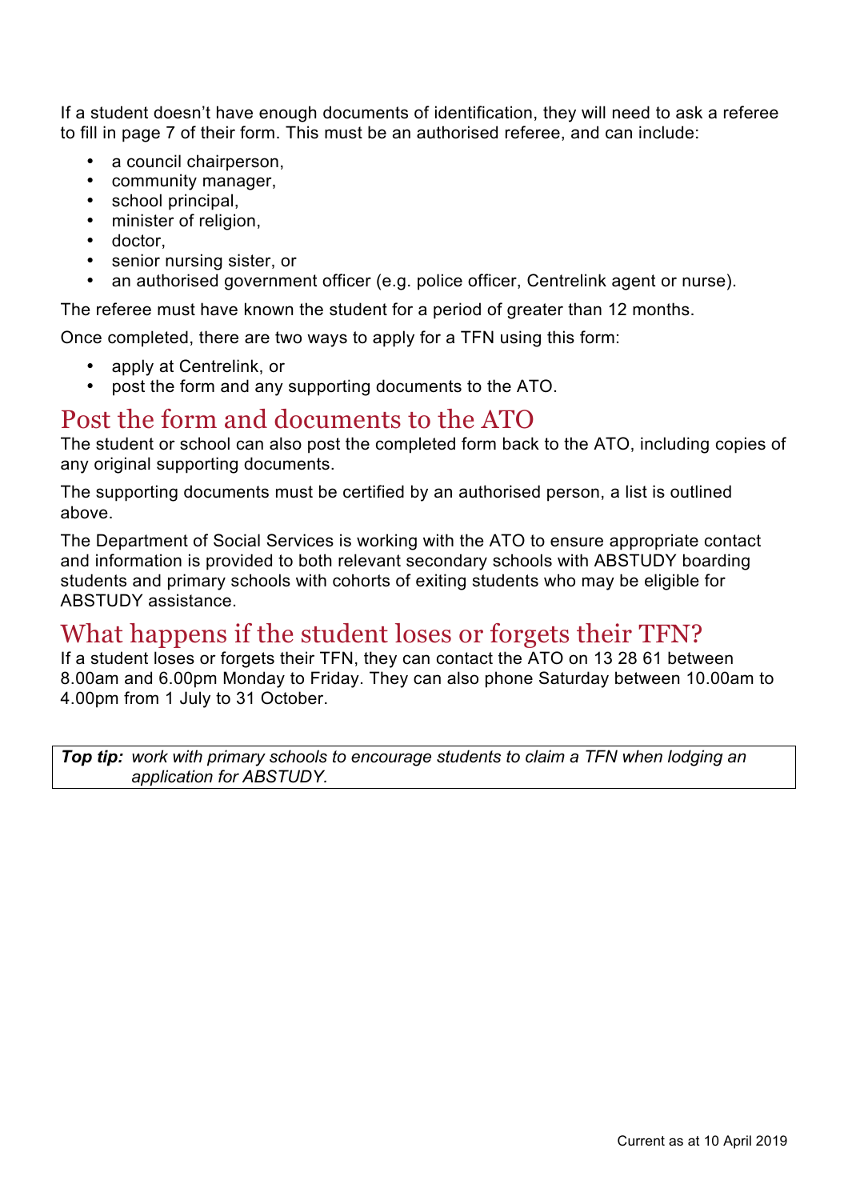If a student doesn't have enough documents of identification, they will need to ask a referee to fill in page 7 of their form. This must be an authorised referee, and can include:

- a council chairperson,
- community manager,
- school principal,
- minister of religion,
- doctor,
- senior nursing sister, or
- an authorised government officer (e.g. police officer, Centrelink agent or nurse).

The referee must have known the student for a period of greater than 12 months.

Once completed, there are two ways to apply for a TFN using this form:

- apply at Centrelink, or
- post the form and any supporting documents to the ATO.

## Post the form and documents to the ATO

The student or school can also post the completed form back to the ATO, including copies of any original supporting documents.

The supporting documents must be certified by an authorised person, a list is outlined above.

The Department of Social Services is working with the ATO to ensure appropriate contact and information is provided to both relevant secondary schools with ABSTUDY boarding students and primary schools with cohorts of exiting students who may be eligible for ABSTUDY assistance.

## What happens if the student loses or forgets their TFN?

If a student loses or forgets their TFN, they can contact the ATO on 13 28 61 between 8.00am and 6.00pm Monday to Friday. They can also phone Saturday between 10.00am to 4.00pm from 1 July to 31 October.

***Top tip:*** *work with primary schools to encourage students to claim a TFN when lodging an application for ABSTUDY.*

Current as at 10 April 2019